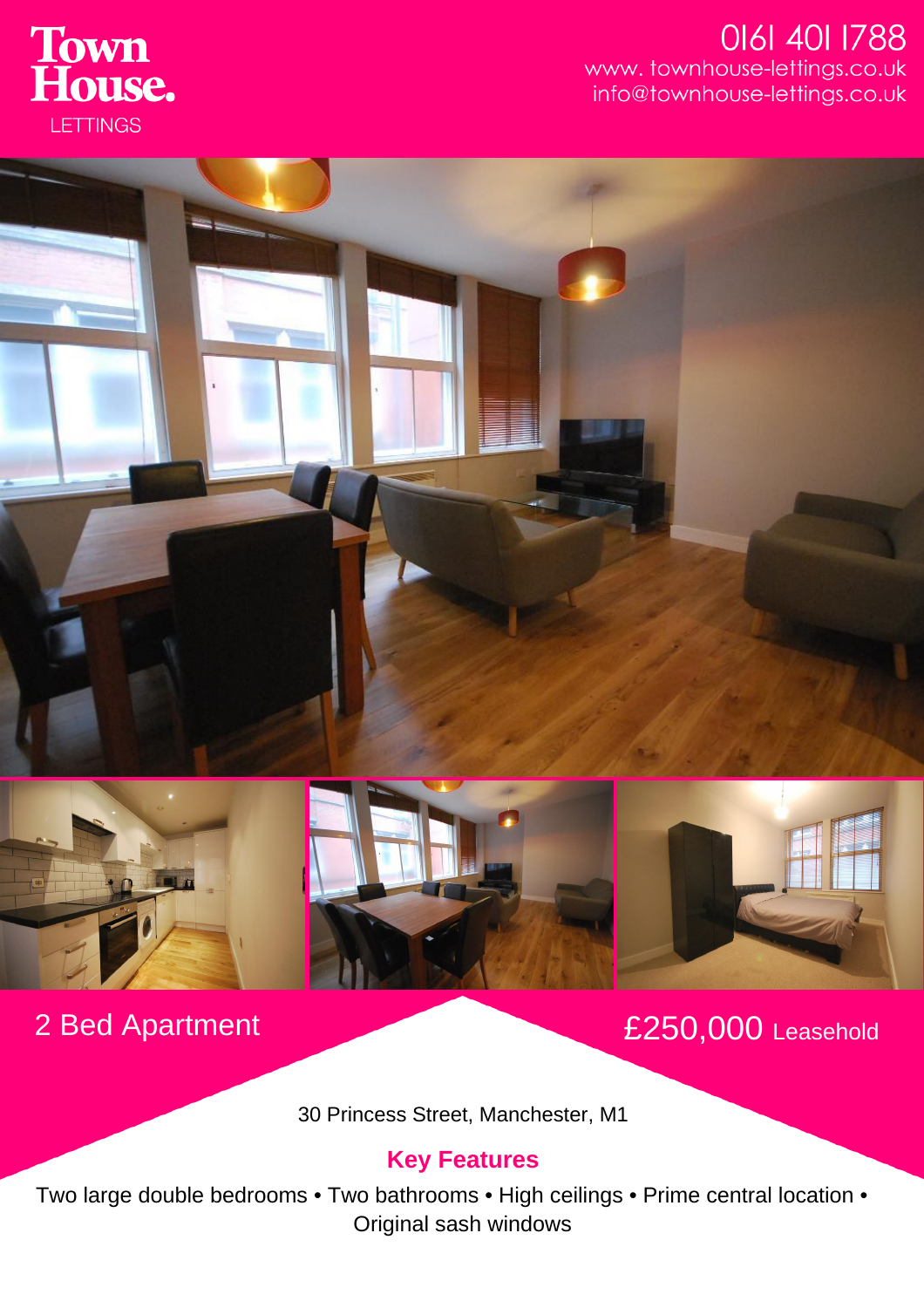# Town House.
LETTINGS

0161 401 1788
www. townhouse-lettings.co.uk
info@townhouse-lettings.co.uk

## 2 Bed Apartment

## £250,000 Leasehold

30 Princess Street, Manchester, M1

### Key Features

Two large double bedrooms • Two bathrooms • High ceilings • Prime central location • Original sash windows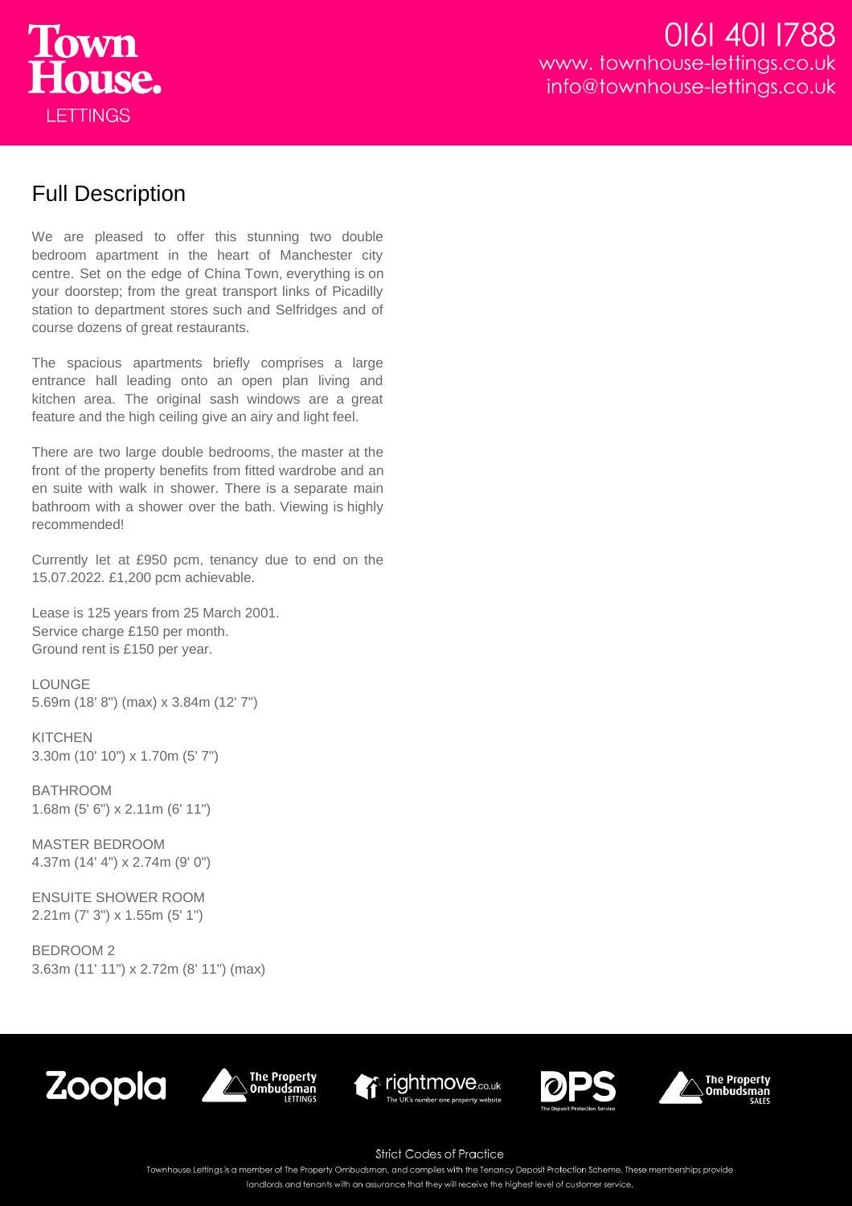## Full Description

We are pleased to offer this stunning two double bedroom apartment in the heart of Manchester city centre. Set on the edge of China Town, everything is on your doorstep; from the great transport links of Picadilly station to department stores such and Selfridges and of course dozens of great restaurants.

The spacious apartments briefly comprises a large entrance hall leading onto an open plan living and kitchen area. The original sash windows are a great feature and the high ceiling give an airy and light feel.

There are two large double bedrooms, the master at the front of the property benefits from fitted wardrobe and an en suite with walk in shower. There is a separate main bathroom with a shower over the bath. Viewing is highly recommended!

Currently let at £950 pcm, tenancy due to end on the 15.07.2022. £1,200 pcm achievable.

Lease is 125 years from 25 March 2001.
Service charge £150 per month.
Ground rent is £150 per year.

LOUNGE
5.69m (18' 8") (max) x 3.84m (12' 7")

KITCHEN
3.30m (10' 10") x 1.70m (5' 7")

BATHROOM
1.68m (5' 6") x 2.11m (6' 11")

MASTER BEDROOM
4.37m (14' 4") x 2.74m (9' 0")

ENSUITE SHOWER ROOM
2.21m (7' 3") x 1.55m (5' 1")

BEDROOM 2
3.63m (11' 11") x 2.72m (8' 11") (max)

Strict Codes of Practice

Townhouse Lettings is a member of The Property Ombudsman, and complies with the Tenancy Deposit Protection Scheme. These memberships provide landlords and tenants with an assurance that they will receive the highest level of customer service.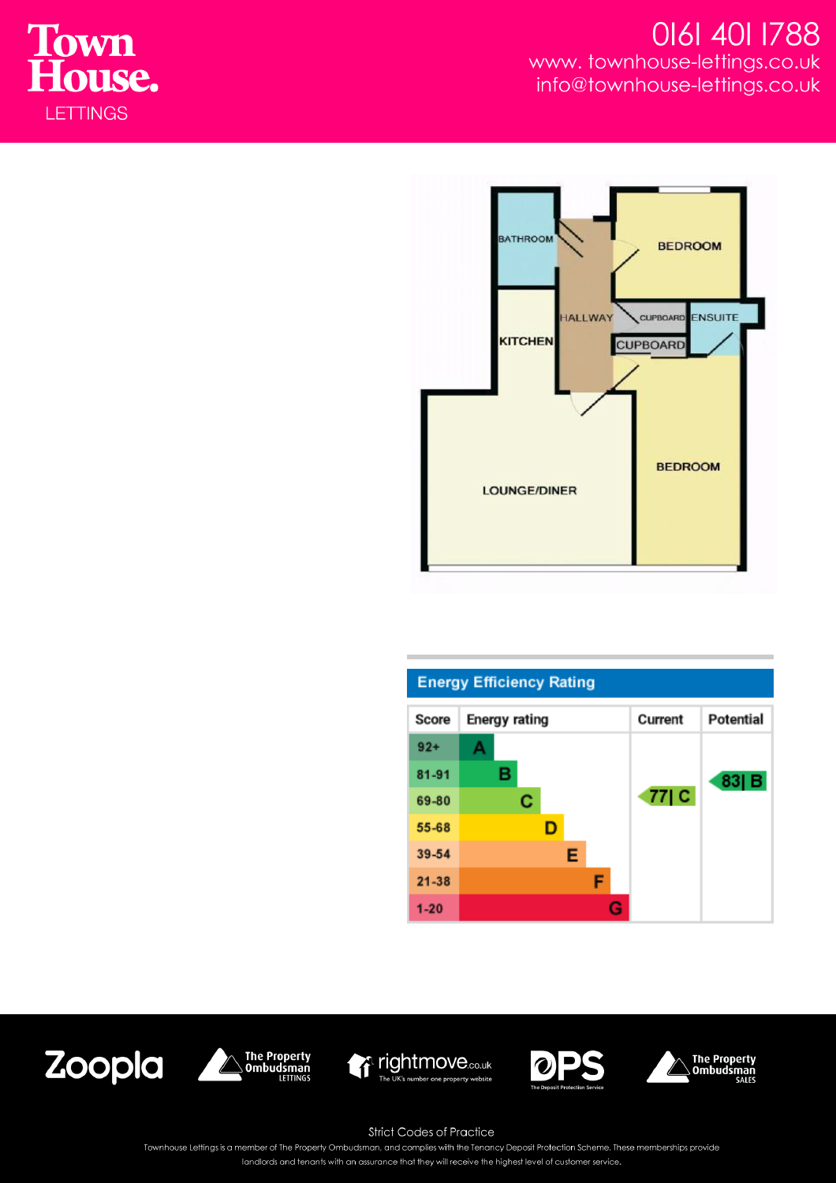Town House.
LETTINGS

0161 401 1788
www. townhouse-lettings.co.uk
info@townhouse-lettings.co.uk

BATHROOM
BEDROOM
HALLWAY
CUPBOARD
ENSUITE
KITCHEN
CUPBOARD
BEDROOM
LOUNGE/DINER

Energy Efficiency Rating

Score
Energy rating
Current
Potential

92+ A
81-91 B
69-80 C
55-68 D
39-54 E
21-38 F
1-20 G

77| C
83| B

Zoopla
The Property Ombudsman LETTINGS
rightmove.co.uk The UK's number one property website
DPS The Deposit Protection Service
The Property Ombudsman SALES

Strict Codes of Practice

Townhouse Lettings is a member of The Property Ombudsman, and complies with the Tenancy Deposit Protection Scheme. These memberships provide landlords and tenants with an assurance that they will receive the highest level of customer service.